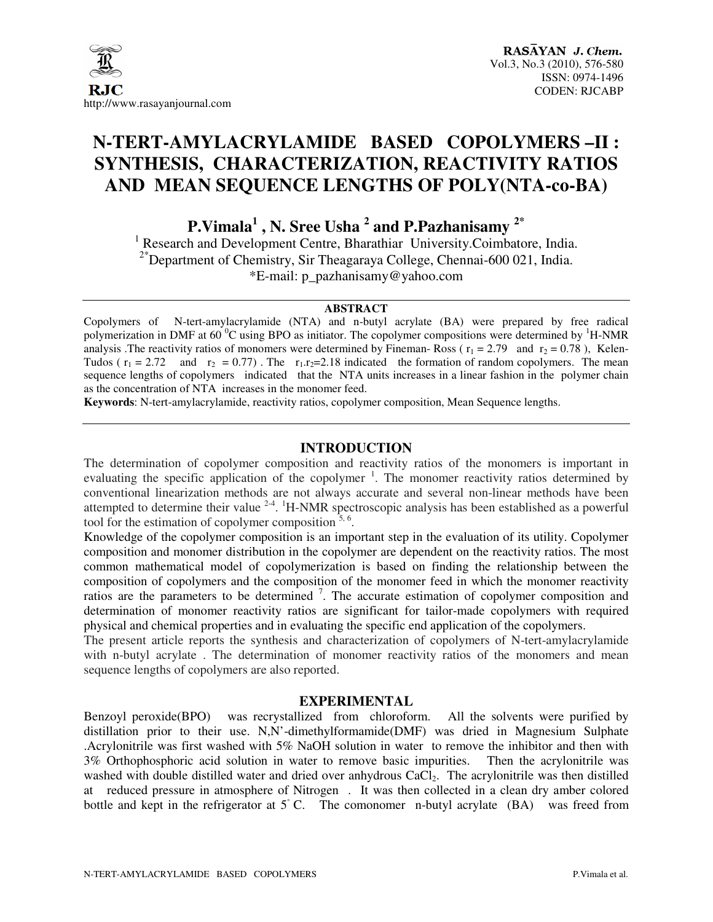# N-TERT-AMYLACRYLAMIDE BASED COPOLYMERS –II : SYNTHESIS, CHARACTERIZATION, REACTIVITY RATIOS AND MEAN SEQUENCE LENGTHS OF POLY(NTA-co-BA)

**P.Vimala[1] , N. Sree Usha [2] and P.Pazhanisamy [2*]**

[1] Research and Development Centre, Bharathiar University.Coimbatore, India.

[2*]Department of Chemistry, Sir Theagaraya College, Chennai-600 021, India.

*E-mail: p_pazhanisamy@yahoo.com

## ABSTRACT

Copolymers of N-tert-amylacrylamide (NTA) and n-butyl acrylate (BA) were prepared by free radical polymerization in DMF at 60 $^0$C using BPO as initiator. The copolymer compositions were determined by $^1$H-NMR analysis .The reactivity ratios of monomers were determined by Fineman- Ross ( $r_1$ = 2.79 and $r_2$ = 0.78 ), Kelen-Tudos ( $r_1$ = 2.72 and $r_2$ = 0.77) . The $r_1.r_2$=2.18 indicated the formation of random copolymers. The mean sequence lengths of copolymers indicated that the NTA units increases in a linear fashion in the polymer chain as the concentration of NTA increases in the monomer feed.

**Keywords**: N-tert-amylacrylamide, reactivity ratios, copolymer composition, Mean Sequence lengths.

## INTRODUCTION

The determination of copolymer composition and reactivity ratios of the monomers is important in evaluating the specific application of the copolymer [1]. The monomer reactivity ratios determined by conventional linearization methods are not always accurate and several non-linear methods have been attempted to determine their value [2-4]. $^1$H-NMR spectroscopic analysis has been established as a powerful tool for the estimation of copolymer composition [5, 6].

Knowledge of the copolymer composition is an important step in the evaluation of its utility. Copolymer composition and monomer distribution in the copolymer are dependent on the reactivity ratios. The most common mathematical model of copolymerization is based on finding the relationship between the composition of copolymers and the composition of the monomer feed in which the monomer reactivity ratios are the parameters to be determined [7]. The accurate estimation of copolymer composition and determination of monomer reactivity ratios are significant for tailor-made copolymers with required physical and chemical properties and in evaluating the specific end application of the copolymers.

The present article reports the synthesis and characterization of copolymers of N-tert-amylacrylamide with n-butyl acrylate . The determination of monomer reactivity ratios of the monomers and mean sequence lengths of copolymers are also reported.

## EXPERIMENTAL

Benzoyl peroxide(BPO) was recrystallized from chloroform. All the solvents were purified by distillation prior to their use. N,N'-dimethylformamide(DMF) was dried in Magnesium Sulphate .Acrylonitrile was first washed with 5% NaOH solution in water to remove the inhibitor and then with 3% Orthophosphoric acid solution in water to remove basic impurities. Then the acrylonitrile was washed with double distilled water and dried over anhydrous $CaCl_2$. The acrylonitrile was then distilled at reduced pressure in atmosphere of Nitrogen . It was then collected in a clean dry amber colored bottle and kept in the refrigerator at 5$^{\circ}$ C. The comonomer n-butyl acrylate (BA) was freed from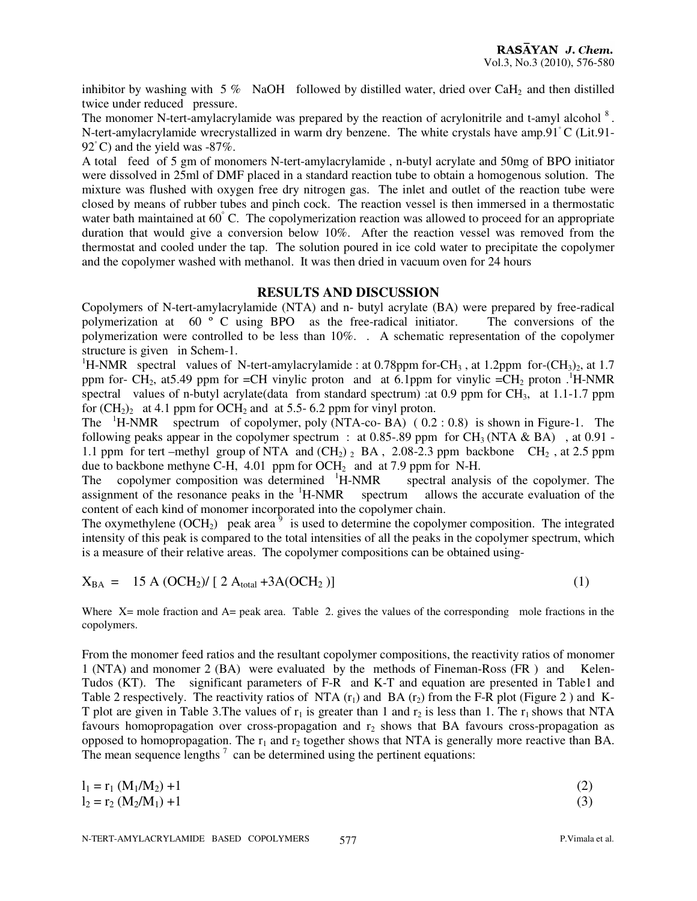inhibitor by washing with 5 % NaOH followed by distilled water, dried over $CaH_2$ and then distilled twice under reduced pressure.

The monomer N-tert-amylacrylamide was prepared by the reaction of acrylonitrile and t-amyl alcohol [8]. N-tert-amylacrylamide wrecrystallized in warm dry benzene. The white crystals have amp.91°C (Lit.91-92°C) and the yield was -87%.

A total feed of 5 gm of monomers N-tert-amylacrylamide , n-butyl acrylate and 50mg of BPO initiator were dissolved in 25ml of DMF placed in a standard reaction tube to obtain a homogenous solution. The mixture was flushed with oxygen free dry nitrogen gas. The inlet and outlet of the reaction tube were closed by means of rubber tubes and pinch cock. The reaction vessel is then immersed in a thermostatic water bath maintained at 60°C. The copolymerization reaction was allowed to proceed for an appropriate duration that would give a conversion below 10%. After the reaction vessel was removed from the thermostat and cooled under the tap. The solution poured in ice cold water to precipitate the copolymer and the copolymer washed with methanol. It was then dried in vacuum oven for 24 hours

## RESULTS AND DISCUSSION

Copolymers of N-tert-amylacrylamide (NTA) and n- butyl acrylate (BA) were prepared by free-radical polymerization at 60 º C using BPO as the free-radical initiator. The conversions of the polymerization were controlled to be less than 10%. . A schematic representation of the copolymer structure is given in Schem-1.

$^1$H-NMR spectral values of N-tert-amylacrylamide : at 0.78ppm for-$CH_3$ , at 1.2ppm for-$(CH_3)_2$, at 1.7 ppm for- $CH_2$, at5.49 ppm for =CH vinylic proton and at 6.1ppm for vinylic =$CH_2$ proton .$^1$H-NMR spectral values of n-butyl acrylate(data from standard spectrum) :at 0.9 ppm for $CH_3$, at 1.1-1.7 ppm for $(CH_2)_2$ at 4.1 ppm for $OCH_2$ and at 5.5- 6.2 ppm for vinyl proton.

The $^1$H-NMR spectrum of copolymer, poly (NTA-co- BA) ( 0.2 : 0.8) is shown in Figure-1. The following peaks appear in the copolymer spectrum : at 0.85-.89 ppm for $CH_3$ (NTA & BA) , at 0.91 - 1.1 ppm for tert –methyl group of NTA and $(CH_2)_2$ BA , 2.08-2.3 ppm backbone $CH_2$ , at 2.5 ppm due to backbone methyne C-H, 4.01 ppm for $OCH_2$ and at 7.9 ppm for N-H.

The copolymer composition was determined $^1$H-NMR spectral analysis of the copolymer. The assignment of the resonance peaks in the $^1$H-NMR spectrum allows the accurate evaluation of the content of each kind of monomer incorporated into the copolymer chain.

The oxymethylene ($OCH_2$) peak area [9] is used to determine the copolymer composition. The integrated intensity of this peak is compared to the total intensities of all the peaks in the copolymer spectrum, which is a measure of their relative areas. The copolymer compositions can be obtained using-

$$X_{BA} = 15\, A(OCH_2) / [\, 2\, A_{total} + 3A(OCH_2)\,] \qquad (1)$$

Where X= mole fraction and A= peak area. Table 2. gives the values of the corresponding mole fractions in the copolymers.

From the monomer feed ratios and the resultant copolymer compositions, the reactivity ratios of monomer 1 (NTA) and monomer 2 (BA) were evaluated by the methods of Fineman-Ross (FR ) and Kelen-Tudos (KT). The significant parameters of F-R and K-T and equation are presented in Table1 and Table 2 respectively. The reactivity ratios of NTA ($r_1$) and BA ($r_2$) from the F-R plot (Figure 2 ) and K-T plot are given in Table 3.The values of $r_1$ is greater than 1 and $r_2$ is less than 1. The $r_1$ shows that NTA favours homopropagation over cross-propagation and $r_2$ shows that BA favours cross-propagation as opposed to homopropagation. The $r_1$ and $r_2$ together shows that NTA is generally more reactive than BA. The mean sequence lengths [7] can be determined using the pertinent equations:

$$l_1 = r_1 (M_1/M_2) + 1 \qquad (2)$$

$$l_2 = r_2 (M_2/M_1) + 1 \qquad (3)$$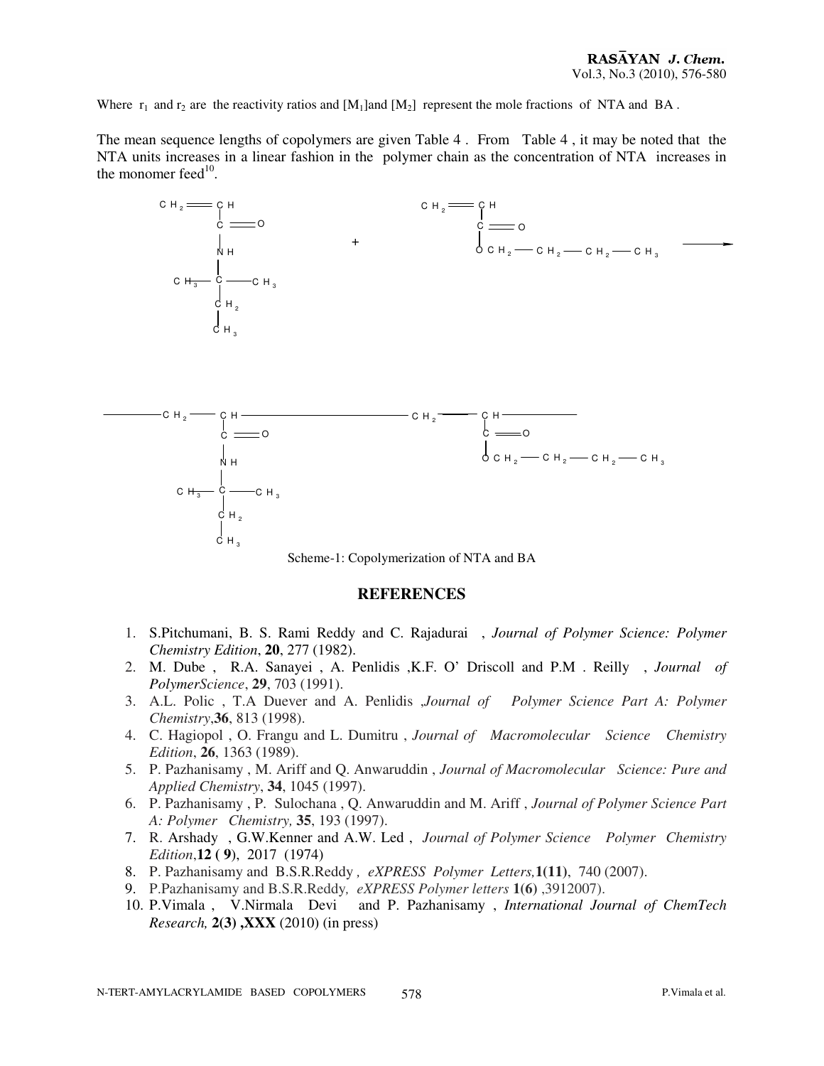Where $r_1$ and $r_2$ are the reactivity ratios and $[M_1]$and $[M_2]$ represent the mole fractions of NTA and BA .

The mean sequence lengths of copolymers are given Table 4 . From Table 4 , it may be noted that the NTA units increases in a linear fashion in the polymer chain as the concentration of NTA increases in the monomer feed[10].

Scheme-1: Copolymerization of NTA and BA

## REFERENCES

1. S.Pitchumani, B. S. Rami Reddy and C. Rajadurai , *Journal of Polymer Science: Polymer Chemistry Edition*, **20**, 277 (1982).
2. M. Dube , R.A. Sanayei , A. Penlidis ,K.F. O' Driscoll and P.M . Reilly , *Journal of PolymerScience*, **29**, 703 (1991).
3. A.L. Polic , T.A Duever and A. Penlidis ,*Journal of Polymer Science Part A: Polymer Chemistry*,**36**, 813 (1998).
4. C. Hagiopol , O. Frangu and L. Dumitru , *Journal of Macromolecular Science Chemistry Edition*, **26**, 1363 (1989).
5. P. Pazhanisamy , M. Ariff and Q. Anwaruddin , *Journal of Macromolecular Science: Pure and Applied Chemistry*, **34**, 1045 (1997).
6. P. Pazhanisamy , P. Sulochana , Q. Anwaruddin and M. Ariff , *Journal of Polymer Science Part A: Polymer Chemistry,* **35**, 193 (1997).
7. R. Arshady , G.W.Kenner and A.W. Led , *Journal of Polymer Science Polymer Chemistry Edition*,**12 ( 9**), 2017 (1974)
8. P. Pazhanisamy and B.S.R.Reddy , *eXPRESS Polymer Letters,***1(11)**, 740 (2007).
9. P.Pazhanisamy and B.S.R.Reddy*, eXPRESS Polymer letters* **1(6)** ,3912007).
10. P.Vimala , V.Nirmala Devi and P. Pazhanisamy , *International Journal of ChemTech Research,* **2(3) ,XXX** (2010) (in press)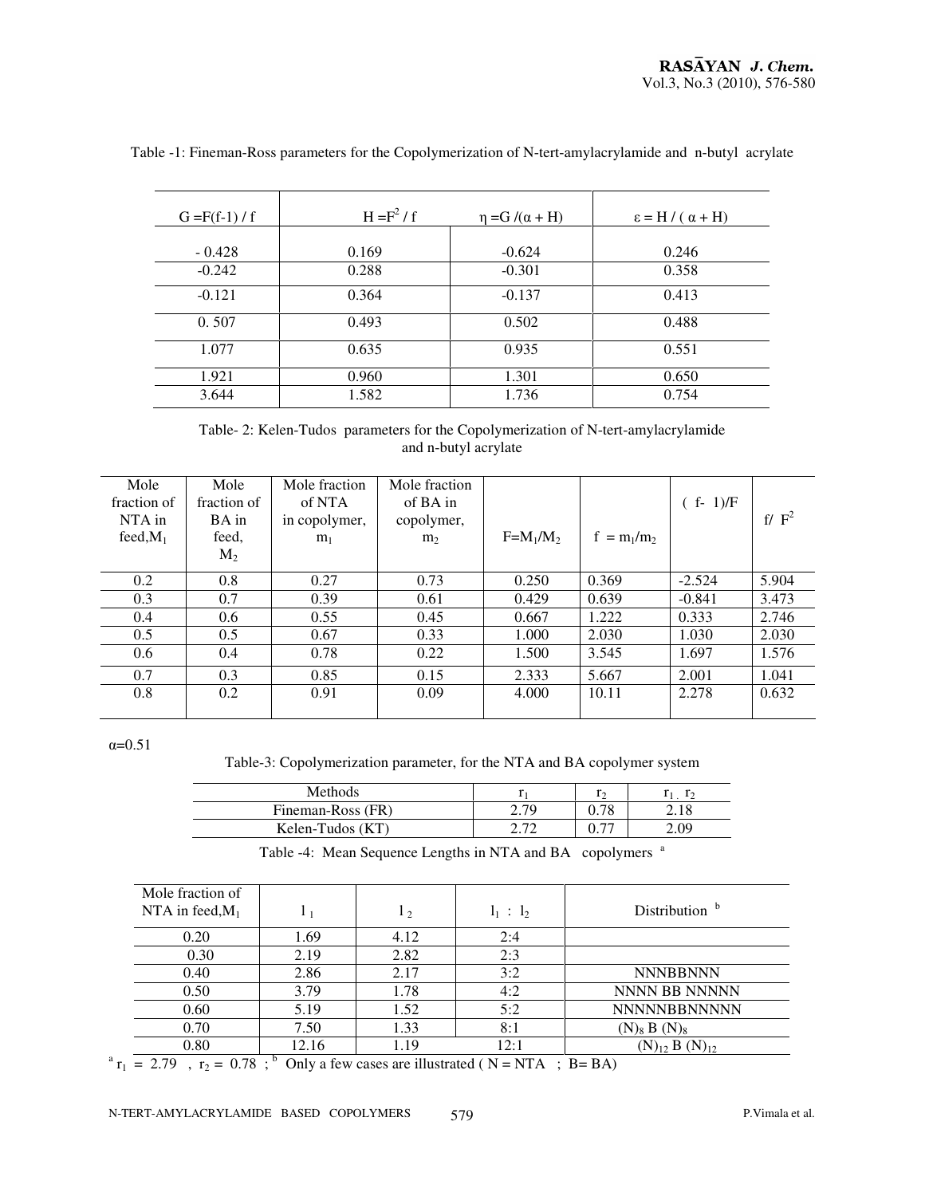Table -1: Fineman-Ross parameters for the Copolymerization of N-tert-amylacrylamide and n-butyl acrylate

| $G = F(f-1) / f$ | $H = F^2 / f$ | $\eta = G / (\alpha + H)$ | $\varepsilon = H / (\alpha + H)$ |
|---|---|---|---|
| - 0.428 | 0.169 | -0.624 | 0.246 |
| -0.242 | 0.288 | -0.301 | 0.358 |
| -0.121 | 0.364 | -0.137 | 0.413 |
| 0. 507 | 0.493 | 0.502 | 0.488 |
| 1.077 | 0.635 | 0.935 | 0.551 |
| 1.921 | 0.960 | 1.301 | 0.650 |
| 3.644 | 1.582 | 1.736 | 0.754 |

Table- 2: Kelen-Tudos parameters for the Copolymerization of N-tert-amylacrylamide and n-butyl acrylate

| Mole fraction of NTA in feed, $M_1$ | Mole fraction of BA in feed, $M_2$ | Mole fraction of NTA in copolymer, $m_1$ | Mole fraction of BA in copolymer, $m_2$ | $F = M_1/M_2$ | $f = m_1/m_2$ | $(f-1)/F$ | $f/F^2$ |
|---|---|---|---|---|---|---|---|
| 0.2 | 0.8 | 0.27 | 0.73 | 0.250 | 0.369 | -2.524 | 5.904 |
| 0.3 | 0.7 | 0.39 | 0.61 | 0.429 | 0.639 | -0.841 | 3.473 |
| 0.4 | 0.6 | 0.55 | 0.45 | 0.667 | 1.222 | 0.333 | 2.746 |
| 0.5 | 0.5 | 0.67 | 0.33 | 1.000 | 2.030 | 1.030 | 2.030 |
| 0.6 | 0.4 | 0.78 | 0.22 | 1.500 | 3.545 | 1.697 | 1.576 |
| 0.7 | 0.3 | 0.85 | 0.15 | 2.333 | 5.667 | 2.001 | 1.041 |
| 0.8 | 0.2 | 0.91 | 0.09 | 4.000 | 10.11 | 2.278 | 0.632 |

$\alpha = 0.51$

Table-3: Copolymerization parameter, for the NTA and BA copolymer system

| Methods | $r_1$ | $r_2$ | $r_1 \cdot r_2$ |
|---|---|---|---|
| Fineman-Ross (FR) | 2.79 | 0.78 | 2.18 |
| Kelen-Tudos (KT) | 2.72 | 0.77 | 2.09 |

Table -4: Mean Sequence Lengths in NTA and BA copolymers [a]

| Mole fraction of NTA in feed, $M_1$ | $l_1$ | $l_2$ | $l_1 : l_2$ | Distribution [b] |
|---|---|---|---|---|
| 0.20 | 1.69 | 4.12 | 2:4 | |
| 0.30 | 2.19 | 2.82 | 2:3 | |
| 0.40 | 2.86 | 2.17 | 3:2 | NNNBBNNN |
| 0.50 | 3.79 | 1.78 | 4:2 | NNNN BB NNNNN |
| 0.60 | 5.19 | 1.52 | 5:2 | NNNNNBBNNNNN |
| 0.70 | 7.50 | 1.33 | 8:1 | $(N)_8$ B $(N)_8$ |
| 0.80 | 12.16 | 1.19 | 12:1 | $(N)_{12}$ B $(N)_{12}$ |

[a] $r_1 = 2.79$ , $r_2 = 0.78$ ; [b] Only a few cases are illustrated ( N = NTA ; B= BA)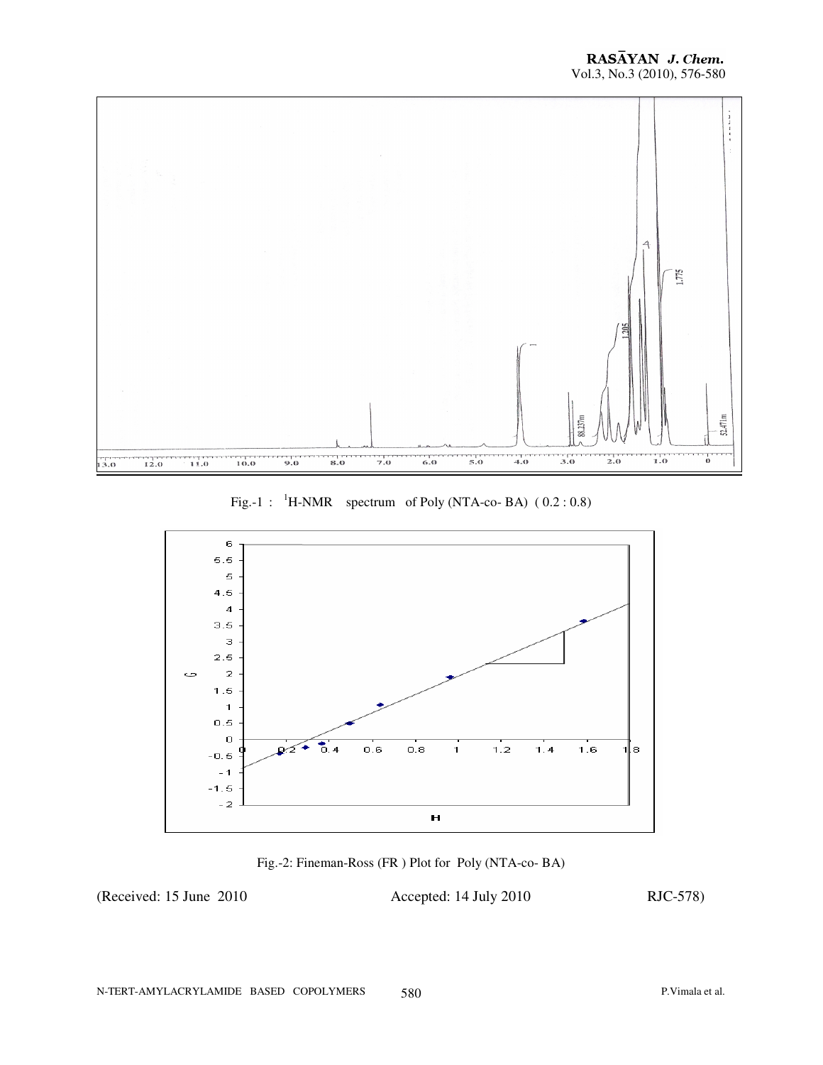13.0 12.0 11.0 10.0 9.0 8.0 7.0 6.0 5.0 4.0 3.0 2.0 1.0 0

1.775

1.205

88.237m

52.471m

Fig.-1 : [1]H-NMR spectrum of Poly (NTA-co- BA) ( 0.2 : 0.8)

G

H

6
5.5
5
4.5
4
3.5
3
2.5
2
1.5
1
0.5
0
-0.5
-1
-1.5
-2

0 0.2 0.4 0.6 0.8 1 1.2 1.4 1.6 1.8

Fig.-2: Fineman-Ross (FR ) Plot for Poly (NTA-co- BA)

(Received: 15 June 2010 Accepted: 14 July 2010 RJC-578)